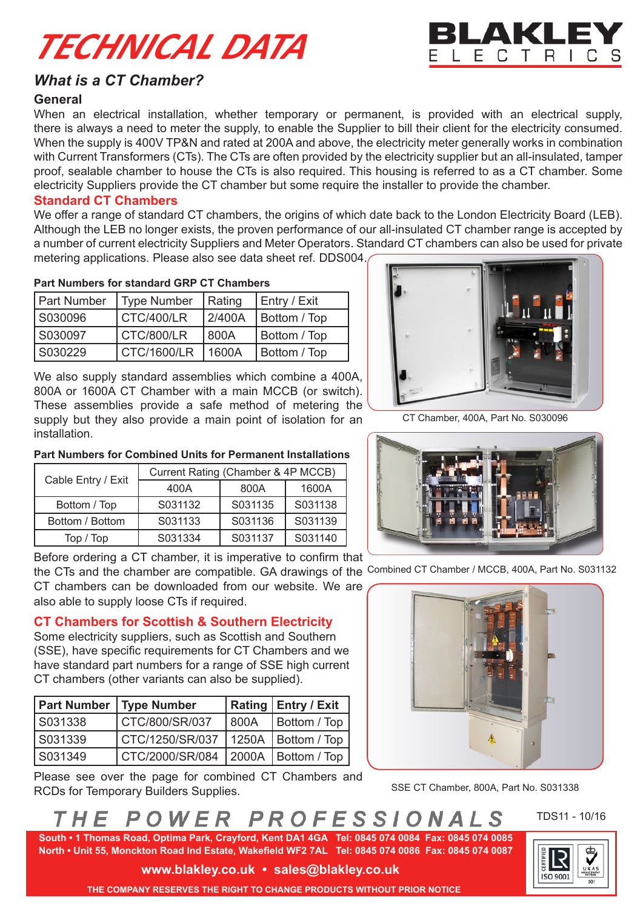# TECHNICAL DATA

BLAKLEY ELECTRICS

## *What is a CT Chamber?*

### General

When an electrical installation, whether temporary or permanent, is provided with an electrical supply, there is always a need to meter the supply, to enable the Supplier to bill their client for the electricity consumed. When the supply is 400V TP&N and rated at 200A and above, the electricity meter generally works in combination with Current Transformers (CTs). The CTs are often provided by the electricity supplier but an all-insulated, tamper proof, sealable chamber to house the CTs is also required. This housing is referred to as a CT chamber. Some electricity Suppliers provide the CT chamber but some require the installer to provide the chamber.

### Standard CT Chambers

We offer a range of standard CT chambers, the origins of which date back to the London Electricity Board (LEB). Although the LEB no longer exists, the proven performance of our all-insulated CT chamber range is accepted by a number of current electricity Suppliers and Meter Operators. Standard CT chambers can also be used for private metering applications. Please also see data sheet ref. DDS004.

**Part Numbers for standard GRP CT Chambers**

| Part Number | Type Number | Rating | Entry / Exit |
|---|---|---|---|
| S030096 | CTC/400/LR | 2/400A | Bottom / Top |
| S030097 | CTC/800/LR | 800A | Bottom / Top |
| S030229 | CTC/1600/LR | 1600A | Bottom / Top |

CT Chamber, 400A, Part No. S030096

We also supply standard assemblies which combine a 400A, 800A or 1600A CT Chamber with a main MCCB (or switch). These assemblies provide a safe method of metering the supply but they also provide a main point of isolation for an installation.

**Part Numbers for Combined Units for Permanent Installations**

| Cable Entry / Exit | Current Rating (Chamber & 4P MCCB) | | |
|---|---|---|---|
| | 400A | 800A | 1600A |
| Bottom / Top | S031132 | S031135 | S031138 |
| Bottom / Bottom | S031133 | S031136 | S031139 |
| Top / Top | S031334 | S031137 | S031140 |

Combined CT Chamber / MCCB, 400A, Part No. S031132

Before ordering a CT chamber, it is imperative to confirm that the CTs and the chamber are compatible. GA drawings of the CT chambers can be downloaded from our website. We are also able to supply loose CTs if required.

### CT Chambers for Scottish & Southern Electricity

Some electricity suppliers, such as Scottish and Southern (SSE), have specific requirements for CT Chambers and we have standard part numbers for a range of SSE high current CT chambers (other variants can also be supplied).

| **Part Number** | **Type Number** | **Rating** | **Entry / Exit** |
|---|---|---|---|
| S031338 | CTC/800/SR/037 | 800A | Bottom / Top |
| S031339 | CTC/1250/SR/037 | 1250A | Bottom / Top |
| S031349 | CTC/2000/SR/084 | 2000A | Bottom / Top |

SSE CT Chamber, 800A, Part No. S031338

Please see over the page for combined CT Chambers and RCDs for Temporary Builders Supplies.

THE POWER PROFESSIONALS

TDS11 - 10/16

South • 1 Thomas Road, Optima Park, Crayford, Kent DA1 4GA Tel: 0845 074 0084 Fax: 0845 074 0085
North • Unit 55, Monckton Road Ind Estate, Wakefield WF2 7AL Tel: 0845 074 0086 Fax: 0845 074 0087

www.blakley.co.uk • sales@blakley.co.uk

THE COMPANY RESERVES THE RIGHT TO CHANGE PRODUCTS WITHOUT PRIOR NOTICE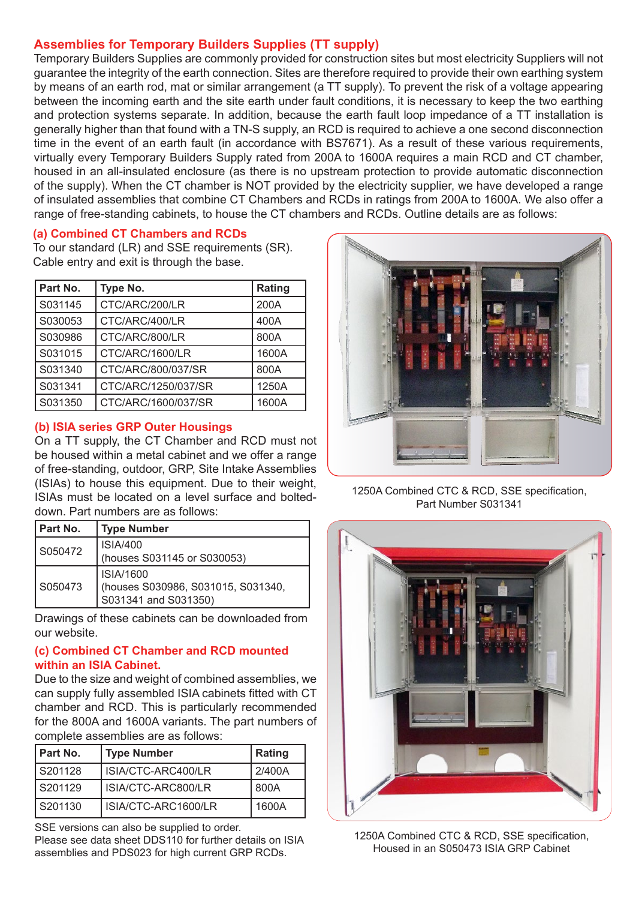## Assemblies for Temporary Builders Supplies (TT supply)

Temporary Builders Supplies are commonly provided for construction sites but most electricity Suppliers will not guarantee the integrity of the earth connection. Sites are therefore required to provide their own earthing system by means of an earth rod, mat or similar arrangement (a TT supply). To prevent the risk of a voltage appearing between the incoming earth and the site earth under fault conditions, it is necessary to keep the two earthing and protection systems separate. In addition, because the earth fault loop impedance of a TT installation is generally higher than that found with a TN-S supply, an RCD is required to achieve a one second disconnection time in the event of an earth fault (in accordance with BS7671). As a result of these various requirements, virtually every Temporary Builders Supply rated from 200A to 1600A requires a main RCD and CT chamber, housed in an all-insulated enclosure (as there is no upstream protection to provide automatic disconnection of the supply). When the CT chamber is NOT provided by the electricity supplier, we have developed a range of insulated assemblies that combine CT Chambers and RCDs in ratings from 200A to 1600A. We also offer a range of free-standing cabinets, to house the CT chambers and RCDs. Outline details are as follows:

### (a) Combined CT Chambers and RCDs

To our standard (LR) and SSE requirements (SR). Cable entry and exit is through the base.

| Part No. | Type No. | Rating |
|---|---|---|
| S031145 | CTC/ARC/200/LR | 200A |
| S030053 | CTC/ARC/400/LR | 400A |
| S030986 | CTC/ARC/800/LR | 800A |
| S031015 | CTC/ARC/1600/LR | 1600A |
| S031340 | CTC/ARC/800/037/SR | 800A |
| S031341 | CTC/ARC/1250/037/SR | 1250A |
| S031350 | CTC/ARC/1600/037/SR | 1600A |

1250A Combined CTC & RCD, SSE specification, Part Number S031341

### (b) ISIA series GRP Outer Housings

On a TT supply, the CT Chamber and RCD must not be housed within a metal cabinet and we offer a range of free-standing, outdoor, GRP, Site Intake Assemblies (ISIAs) to house this equipment. Due to their weight, ISIAs must be located on a level surface and bolted-down. Part numbers are as follows:

| Part No. | Type Number |
|---|---|
| S050472 | ISIA/400 (houses S031145 or S030053) |
| S050473 | ISIA/1600 (houses S030986, S031015, S031340, S031341 and S031350) |

Drawings of these cabinets can be downloaded from our website.

### (c) Combined CT Chamber and RCD mounted within an ISIA Cabinet.

Due to the size and weight of combined assemblies, we can supply fully assembled ISIA cabinets fitted with CT chamber and RCD. This is particularly recommended for the 800A and 1600A variants. The part numbers of complete assemblies are as follows:

| Part No. | Type Number | Rating |
|---|---|---|
| S201128 | ISIA/CTC-ARC400/LR | 2/400A |
| S201129 | ISIA/CTC-ARC800/LR | 800A |
| S201130 | ISIA/CTC-ARC1600/LR | 1600A |

SSE versions can also be supplied to order.
Please see data sheet DDS110 for further details on ISIA assemblies and PDS023 for high current GRP RCDs.

1250A Combined CTC & RCD, SSE specification, Housed in an S050473 ISIA GRP Cabinet